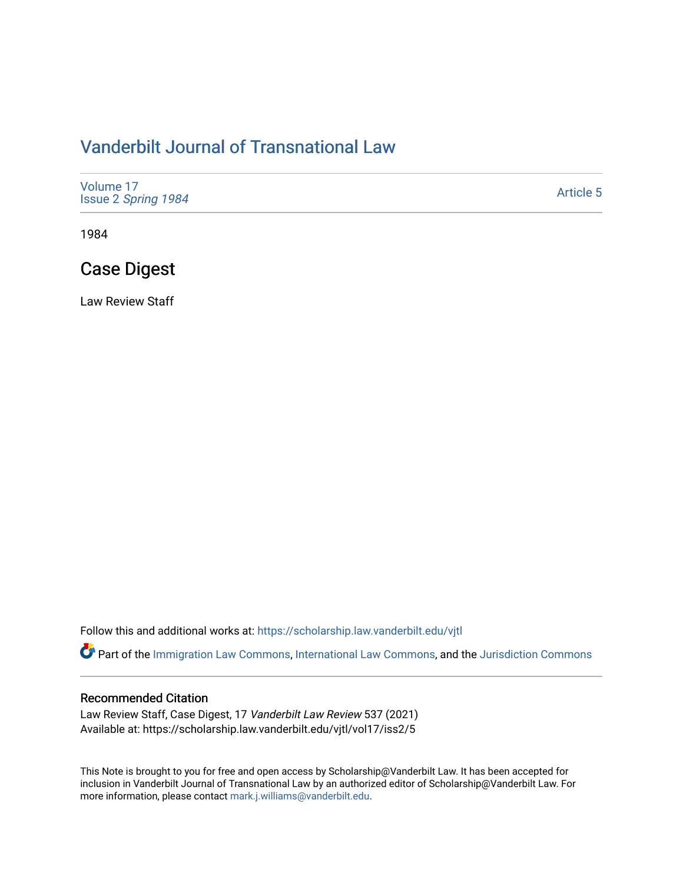# Vanderbilt Journal of Transnational Law

Volume 17
Issue 2 *Spring 1984*

Article 5

1984

## Case Digest

Law Review Staff

Follow this and additional works at: https://scholarship.law.vanderbilt.edu/vjtl

Part of the Immigration Law Commons, International Law Commons, and the Jurisdiction Commons

### Recommended Citation

Law Review Staff, Case Digest, 17 *Vanderbilt Law Review* 537 (2021)
Available at: https://scholarship.law.vanderbilt.edu/vjtl/vol17/iss2/5

This Note is brought to you for free and open access by Scholarship@Vanderbilt Law. It has been accepted for inclusion in Vanderbilt Journal of Transnational Law by an authorized editor of Scholarship@Vanderbilt Law. For more information, please contact mark.j.williams@vanderbilt.edu.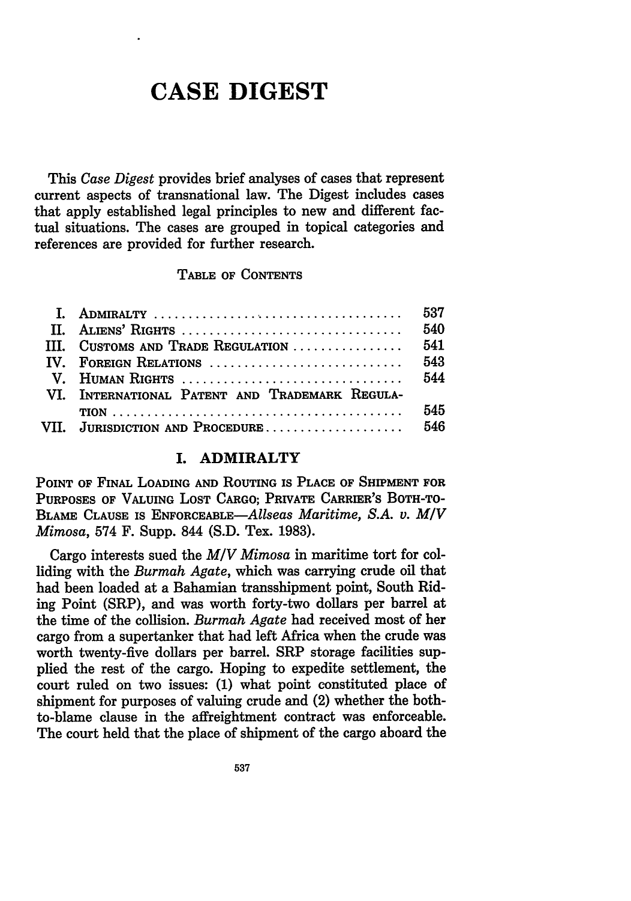# CASE DIGEST

This *Case Digest* provides brief analyses of cases that represent current aspects of transnational law. The Digest includes cases that apply established legal principles to new and different factual situations. The cases are grouped in topical categories and references are provided for further research.

TABLE OF CONTENTS

| | | |
|---|---|---|
| I. | ADMIRALTY | 537 |
| II. | ALIENS' RIGHTS | 540 |
| III. | CUSTOMS AND TRADE REGULATION | 541 |
| IV. | FOREIGN RELATIONS | 543 |
| V. | HUMAN RIGHTS | 544 |
| VI. | INTERNATIONAL PATENT AND TRADEMARK REGULATION | 545 |
| VII. | JURISDICTION AND PROCEDURE | 546 |

## I. ADMIRALTY

POINT OF FINAL LOADING AND ROUTING IS PLACE OF SHIPMENT FOR PURPOSES OF VALUING LOST CARGO; PRIVATE CARRIER'S BOTH-TO-BLAME CLAUSE IS ENFORCEABLE—*Allseas Maritime, S.A. v. M/V Mimosa*, 574 F. Supp. 844 (S.D. Tex. 1983).

Cargo interests sued the *M/V Mimosa* in maritime tort for colliding with the *Burmah Agate*, which was carrying crude oil that had been loaded at a Bahamian transshipment point, South Riding Point (SRP), and was worth forty-two dollars per barrel at the time of the collision. *Burmah Agate* had received most of her cargo from a supertanker that had left Africa when the crude was worth twenty-five dollars per barrel. SRP storage facilities supplied the rest of the cargo. Hoping to expedite settlement, the court ruled on two issues: (1) what point constituted place of shipment for purposes of valuing crude and (2) whether the both-to-blame clause in the affreightment contract was enforceable. The court held that the place of shipment of the cargo aboard the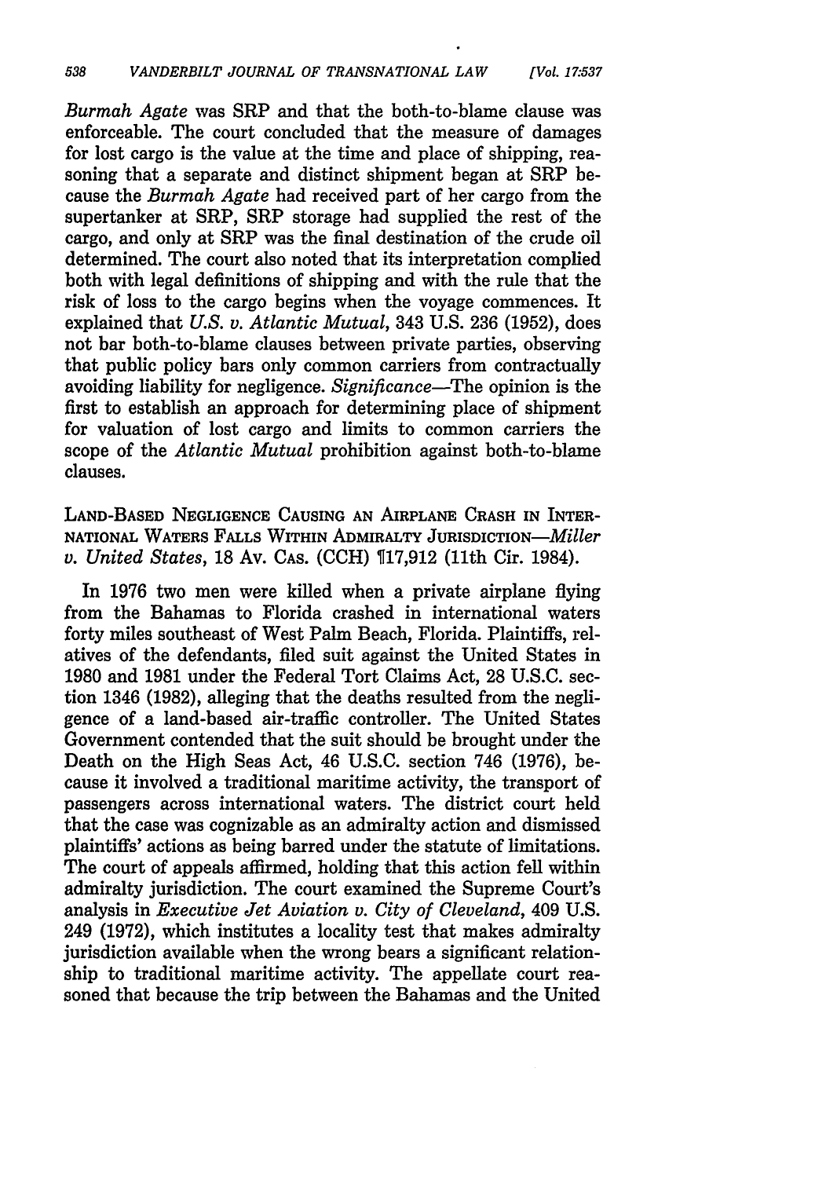*Burmah Agate* was SRP and that the both-to-blame clause was enforceable. The court concluded that the measure of damages for lost cargo is the value at the time and place of shipping, reasoning that a separate and distinct shipment began at SRP because the *Burmah Agate* had received part of her cargo from the supertanker at SRP, SRP storage had supplied the rest of the cargo, and only at SRP was the final destination of the crude oil determined. The court also noted that its interpretation complied both with legal definitions of shipping and with the rule that the risk of loss to the cargo begins when the voyage commences. It explained that *U.S. v. Atlantic Mutual*, 343 U.S. 236 (1952), does not bar both-to-blame clauses between private parties, observing that public policy bars only common carriers from contractually avoiding liability for negligence. *Significance*—The opinion is the first to establish an approach for determining place of shipment for valuation of lost cargo and limits to common carriers the scope of the *Atlantic Mutual* prohibition against both-to-blame clauses.

LAND-BASED NEGLIGENCE CAUSING AN AIRPLANE CRASH IN INTERNATIONAL WATERS FALLS WITHIN ADMIRALTY JURISDICTION—*Miller v. United States*, 18 AV. CAS. (CCH) ¶17,912 (11th Cir. 1984).

In 1976 two men were killed when a private airplane flying from the Bahamas to Florida crashed in international waters forty miles southeast of West Palm Beach, Florida. Plaintiffs, relatives of the defendants, filed suit against the United States in 1980 and 1981 under the Federal Tort Claims Act, 28 U.S.C. section 1346 (1982), alleging that the deaths resulted from the negligence of a land-based air-traffic controller. The United States Government contended that the suit should be brought under the Death on the High Seas Act, 46 U.S.C. section 746 (1976), because it involved a traditional maritime activity, the transport of passengers across international waters. The district court held that the case was cognizable as an admiralty action and dismissed plaintiffs' actions as being barred under the statute of limitations. The court of appeals affirmed, holding that this action fell within admiralty jurisdiction. The court examined the Supreme Court's analysis in *Executive Jet Aviation v. City of Cleveland*, 409 U.S. 249 (1972), which institutes a locality test that makes admiralty jurisdiction available when the wrong bears a significant relationship to traditional maritime activity. The appellate court reasoned that because the trip between the Bahamas and the United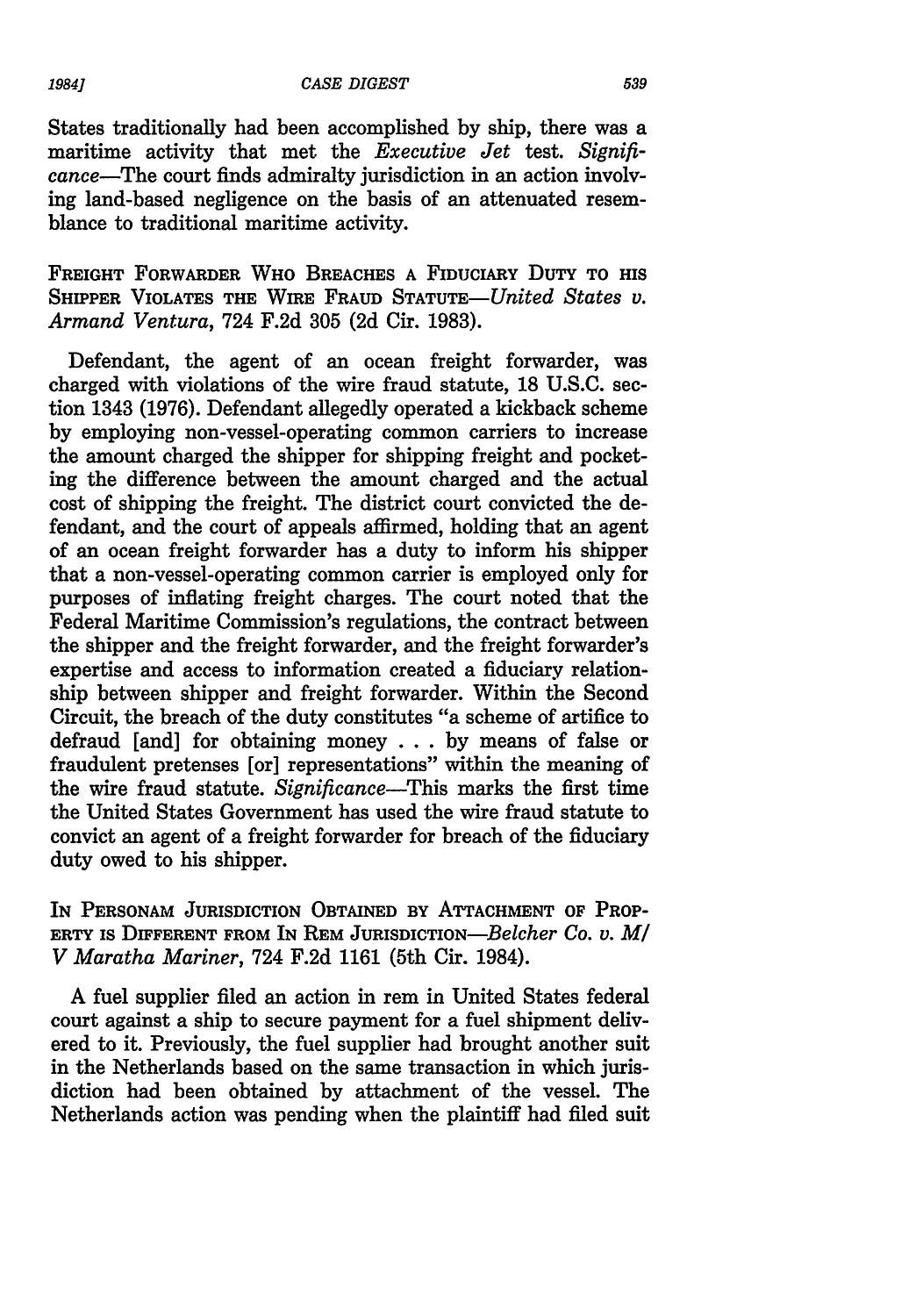States traditionally had been accomplished by ship, there was a maritime activity that met the *Executive Jet* test. *Significance*—The court finds admiralty jurisdiction in an action involving land-based negligence on the basis of an attenuated resemblance to traditional maritime activity.

**FREIGHT FORWARDER WHO BREACHES A FIDUCIARY DUTY TO HIS SHIPPER VIOLATES THE WIRE FRAUD STATUTE**—*United States v. Armand Ventura*, 724 F.2d 305 (2d Cir. 1983).

Defendant, the agent of an ocean freight forwarder, was charged with violations of the wire fraud statute, 18 U.S.C. section 1343 (1976). Defendant allegedly operated a kickback scheme by employing non-vessel-operating common carriers to increase the amount charged the shipper for shipping freight and pocketing the difference between the amount charged and the actual cost of shipping the freight. The district court convicted the defendant, and the court of appeals affirmed, holding that an agent of an ocean freight forwarder has a duty to inform his shipper that a non-vessel-operating common carrier is employed only for purposes of inflating freight charges. The court noted that the Federal Maritime Commission's regulations, the contract between the shipper and the freight forwarder, and the freight forwarder's expertise and access to information created a fiduciary relationship between shipper and freight forwarder. Within the Second Circuit, the breach of the duty constitutes "a scheme of artifice to defraud [and] for obtaining money . . . by means of false or fraudulent pretenses [or] representations" within the meaning of the wire fraud statute. *Significance*—This marks the first time the United States Government has used the wire fraud statute to convict an agent of a freight forwarder for breach of the fiduciary duty owed to his shipper.

**IN PERSONAM JURISDICTION OBTAINED BY ATTACHMENT OF PROPERTY IS DIFFERENT FROM IN REM JURISDICTION**—*Belcher Co. v. M/V Maratha Mariner*, 724 F.2d 1161 (5th Cir. 1984).

A fuel supplier filed an action in rem in United States federal court against a ship to secure payment for a fuel shipment delivered to it. Previously, the fuel supplier had brought another suit in the Netherlands based on the same transaction in which jurisdiction had been obtained by attachment of the vessel. The Netherlands action was pending when the plaintiff had filed suit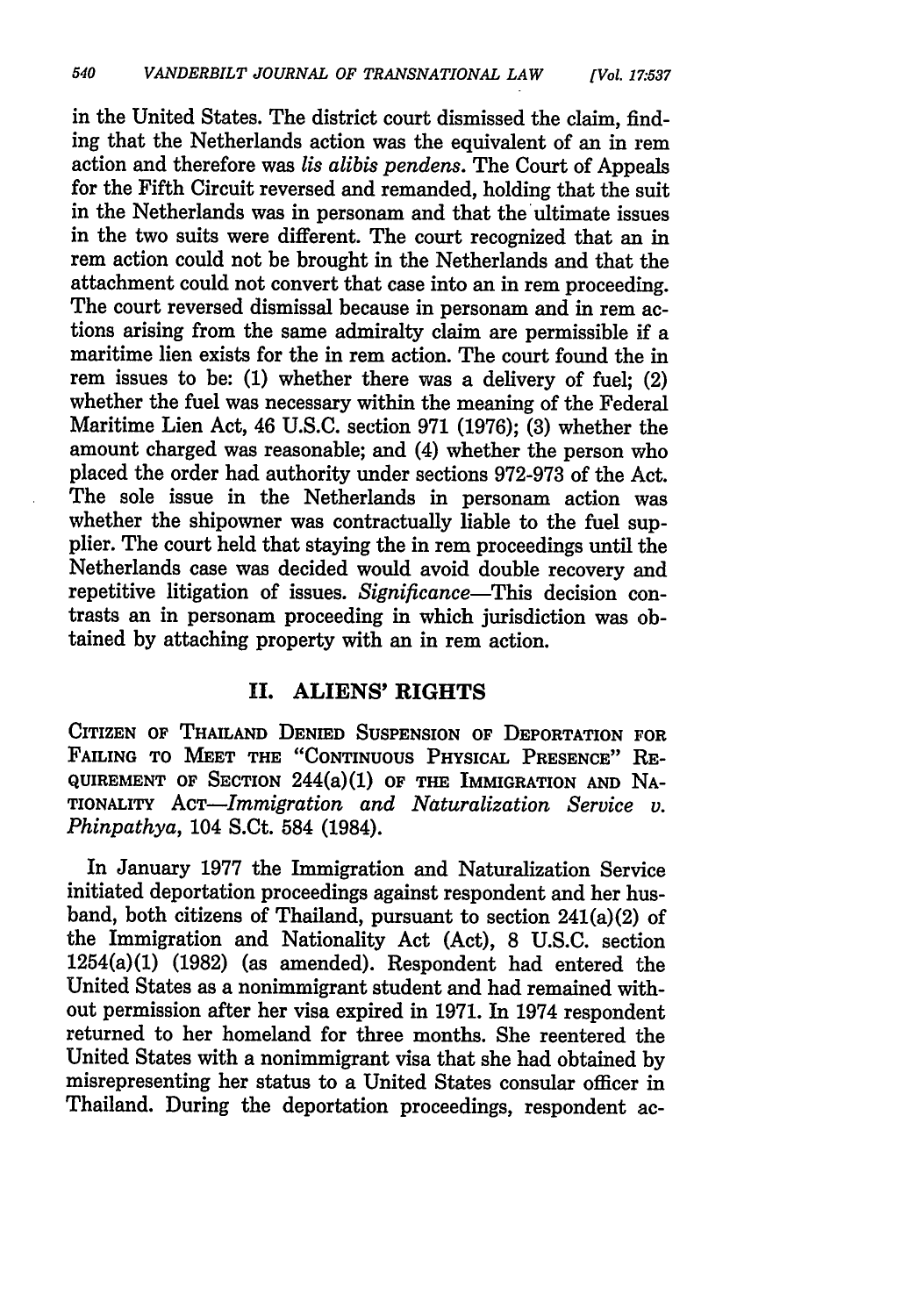in the United States. The district court dismissed the claim, finding that the Netherlands action was the equivalent of an in rem action and therefore was *lis alibis pendens*. The Court of Appeals for the Fifth Circuit reversed and remanded, holding that the suit in the Netherlands was in personam and that the ultimate issues in the two suits were different. The court recognized that an in rem action could not be brought in the Netherlands and that the attachment could not convert that case into an in rem proceeding. The court reversed dismissal because in personam and in rem actions arising from the same admiralty claim are permissible if a maritime lien exists for the in rem action. The court found the in rem issues to be: (1) whether there was a delivery of fuel; (2) whether the fuel was necessary within the meaning of the Federal Maritime Lien Act, 46 U.S.C. section 971 (1976); (3) whether the amount charged was reasonable; and (4) whether the person who placed the order had authority under sections 972-973 of the Act. The sole issue in the Netherlands in personam action was whether the shipowner was contractually liable to the fuel supplier. The court held that staying the in rem proceedings until the Netherlands case was decided would avoid double recovery and repetitive litigation of issues. *Significance*—This decision contrasts an in personam proceeding in which jurisdiction was obtained by attaching property with an in rem action.

## II. ALIENS' RIGHTS

CITIZEN OF THAILAND DENIED SUSPENSION OF DEPORTATION FOR FAILING TO MEET THE "CONTINUOUS PHYSICAL PRESENCE" REQUIREMENT OF SECTION 244(a)(1) OF THE IMMIGRATION AND NATIONALITY ACT—*Immigration and Naturalization Service v. Phinpathya*, 104 S.Ct. 584 (1984).

In January 1977 the Immigration and Naturalization Service initiated deportation proceedings against respondent and her husband, both citizens of Thailand, pursuant to section 241(a)(2) of the Immigration and Nationality Act (Act), 8 U.S.C. section 1254(a)(1) (1982) (as amended). Respondent had entered the United States as a nonimmigrant student and had remained without permission after her visa expired in 1971. In 1974 respondent returned to her homeland for three months. She reentered the United States with a nonimmigrant visa that she had obtained by misrepresenting her status to a United States consular officer in Thailand. During the deportation proceedings, respondent ac-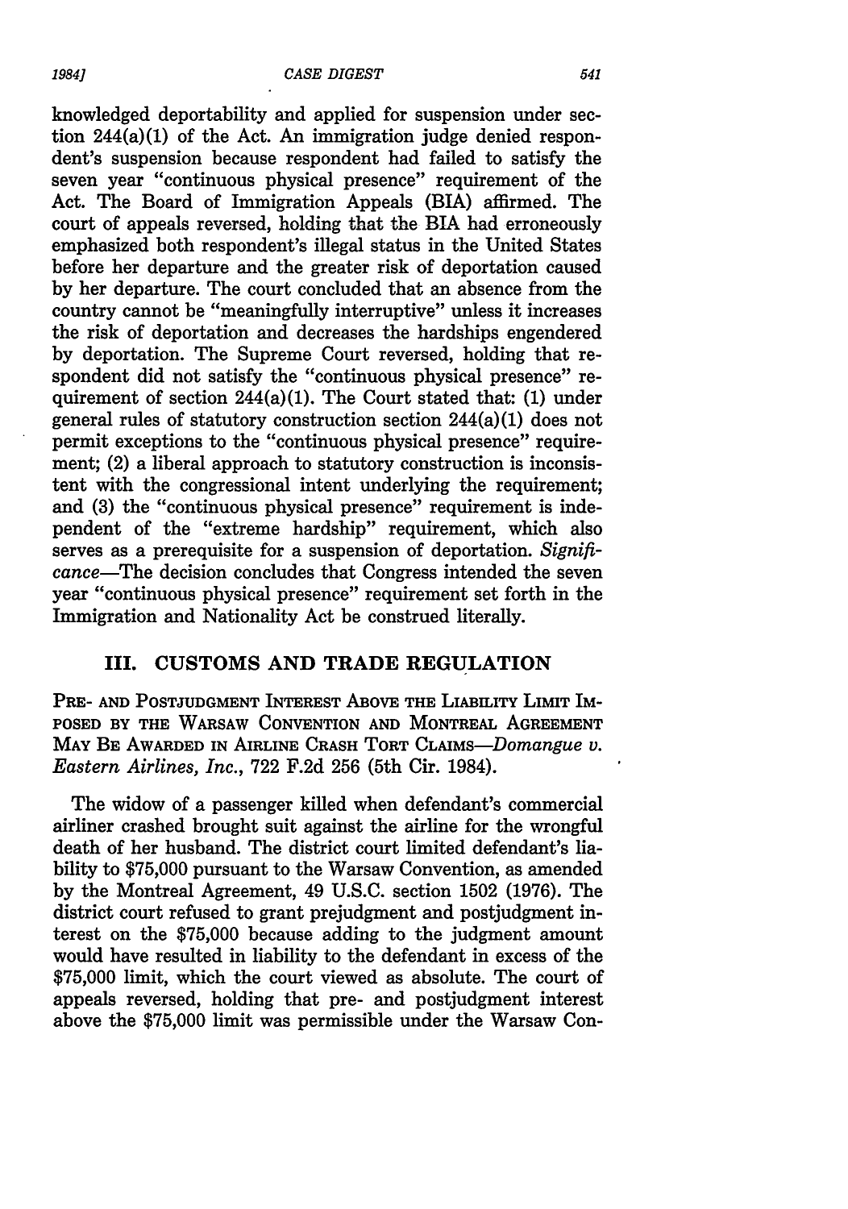knowledged deportability and applied for suspension under section 244(a)(1) of the Act. An immigration judge denied respondent's suspension because respondent had failed to satisfy the seven year "continuous physical presence" requirement of the Act. The Board of Immigration Appeals (BIA) affirmed. The court of appeals reversed, holding that the BIA had erroneously emphasized both respondent's illegal status in the United States before her departure and the greater risk of deportation caused by her departure. The court concluded that an absence from the country cannot be "meaningfully interruptive" unless it increases the risk of deportation and decreases the hardships engendered by deportation. The Supreme Court reversed, holding that respondent did not satisfy the "continuous physical presence" requirement of section 244(a)(1). The Court stated that: (1) under general rules of statutory construction section 244(a)(1) does not permit exceptions to the "continuous physical presence" requirement; (2) a liberal approach to statutory construction is inconsistent with the congressional intent underlying the requirement; and (3) the "continuous physical presence" requirement is independent of the "extreme hardship" requirement, which also serves as a prerequisite for a suspension of deportation. *Significance*—The decision concludes that Congress intended the seven year "continuous physical presence" requirement set forth in the Immigration and Nationality Act be construed literally.

## III. CUSTOMS AND TRADE REGULATION

PRE- AND POSTJUDGMENT INTEREST ABOVE THE LIABILITY LIMIT IMPOSED BY THE WARSAW CONVENTION AND MONTREAL AGREEMENT MAY BE AWARDED IN AIRLINE CRASH TORT CLAIMS—*Domangue v. Eastern Airlines, Inc.*, 722 F.2d 256 (5th Cir. 1984).

The widow of a passenger killed when defendant's commercial airliner crashed brought suit against the airline for the wrongful death of her husband. The district court limited defendant's liability to $75,000 pursuant to the Warsaw Convention, as amended by the Montreal Agreement, 49 U.S.C. section 1502 (1976). The district court refused to grant prejudgment and postjudgment interest on the $75,000 because adding to the judgment amount would have resulted in liability to the defendant in excess of the $75,000 limit, which the court viewed as absolute. The court of appeals reversed, holding that pre- and postjudgment interest above the $75,000 limit was permissible under the Warsaw Con-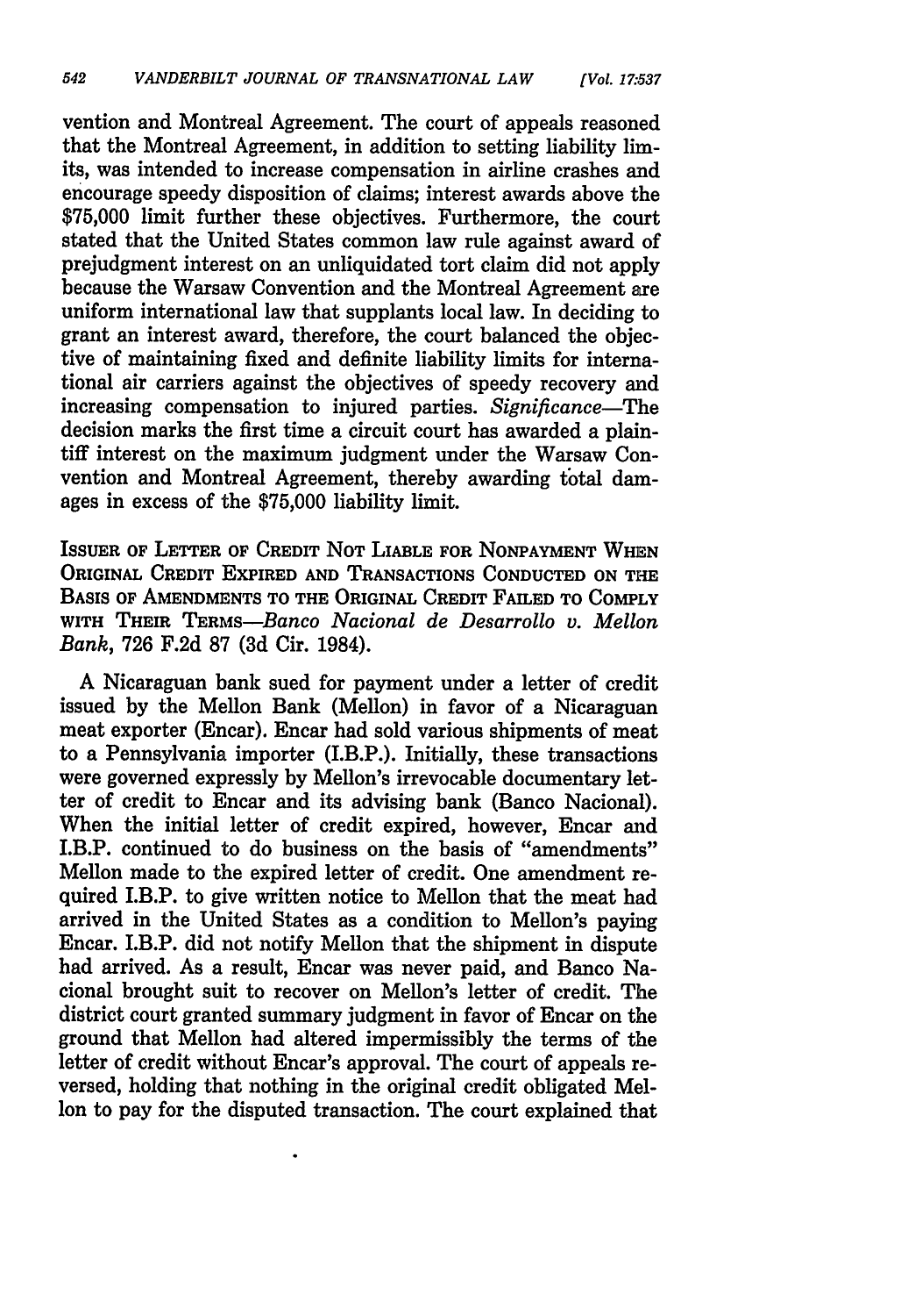vention and Montreal Agreement. The court of appeals reasoned that the Montreal Agreement, in addition to setting liability limits, was intended to increase compensation in airline crashes and encourage speedy disposition of claims; interest awards above the $75,000 limit further these objectives. Furthermore, the court stated that the United States common law rule against award of prejudgment interest on an unliquidated tort claim did not apply because the Warsaw Convention and the Montreal Agreement are uniform international law that supplants local law. In deciding to grant an interest award, therefore, the court balanced the objective of maintaining fixed and definite liability limits for international air carriers against the objectives of speedy recovery and increasing compensation to injured parties. *Significance*—The decision marks the first time a circuit court has awarded a plaintiff interest on the maximum judgment under the Warsaw Convention and Montreal Agreement, thereby awarding total damages in excess of the $75,000 liability limit.

ISSUER OF LETTER OF CREDIT NOT LIABLE FOR NONPAYMENT WHEN ORIGINAL CREDIT EXPIRED AND TRANSACTIONS CONDUCTED ON THE BASIS OF AMENDMENTS TO THE ORIGINAL CREDIT FAILED TO COMPLY WITH THEIR TERMS—*Banco Nacional de Desarrollo v. Mellon Bank*, 726 F.2d 87 (3d Cir. 1984).

A Nicaraguan bank sued for payment under a letter of credit issued by the Mellon Bank (Mellon) in favor of a Nicaraguan meat exporter (Encar). Encar had sold various shipments of meat to a Pennsylvania importer (I.B.P.). Initially, these transactions were governed expressly by Mellon's irrevocable documentary letter of credit to Encar and its advising bank (Banco Nacional). When the initial letter of credit expired, however, Encar and I.B.P. continued to do business on the basis of "amendments" Mellon made to the expired letter of credit. One amendment required I.B.P. to give written notice to Mellon that the meat had arrived in the United States as a condition to Mellon's paying Encar. I.B.P. did not notify Mellon that the shipment in dispute had arrived. As a result, Encar was never paid, and Banco Nacional brought suit to recover on Mellon's letter of credit. The district court granted summary judgment in favor of Encar on the ground that Mellon had altered impermissibly the terms of the letter of credit without Encar's approval. The court of appeals reversed, holding that nothing in the original credit obligated Mellon to pay for the disputed transaction. The court explained that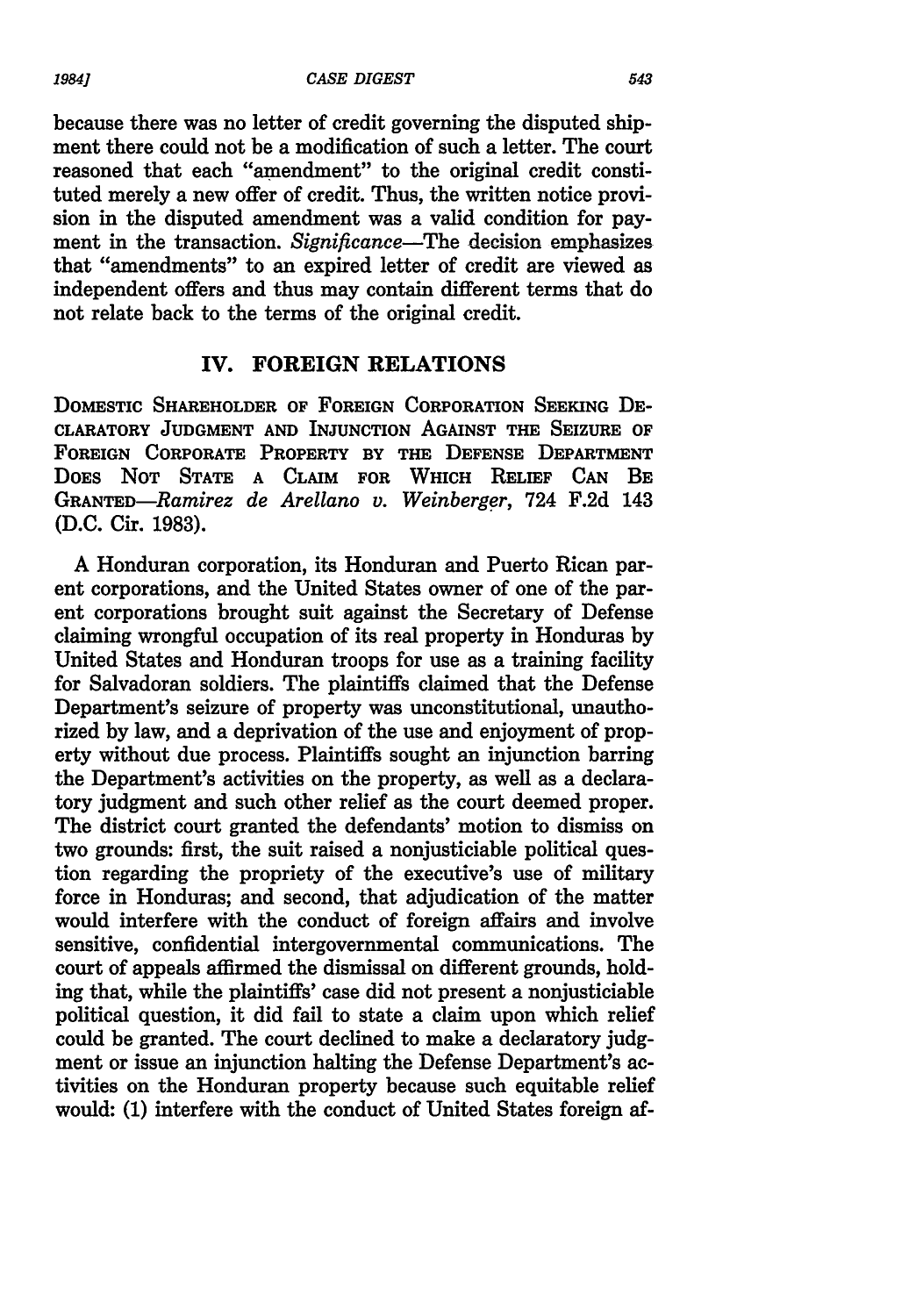because there was no letter of credit governing the disputed shipment there could not be a modification of such a letter. The court reasoned that each "amendment" to the original credit constituted merely a new offer of credit. Thus, the written notice provision in the disputed amendment was a valid condition for payment in the transaction. *Significance*—The decision emphasizes that "amendments" to an expired letter of credit are viewed as independent offers and thus may contain different terms that do not relate back to the terms of the original credit.

## IV. FOREIGN RELATIONS

DOMESTIC SHAREHOLDER OF FOREIGN CORPORATION SEEKING DECLARATORY JUDGMENT AND INJUNCTION AGAINST THE SEIZURE OF FOREIGN CORPORATE PROPERTY BY THE DEFENSE DEPARTMENT DOES NOT STATE A CLAIM FOR WHICH RELIEF CAN BE GRANTED—*Ramirez de Arellano v. Weinberger*, 724 F.2d 143 (D.C. Cir. 1983).

A Honduran corporation, its Honduran and Puerto Rican parent corporations, and the United States owner of one of the parent corporations brought suit against the Secretary of Defense claiming wrongful occupation of its real property in Honduras by United States and Honduran troops for use as a training facility for Salvadoran soldiers. The plaintiffs claimed that the Defense Department's seizure of property was unconstitutional, unauthorized by law, and a deprivation of the use and enjoyment of property without due process. Plaintiffs sought an injunction barring the Department's activities on the property, as well as a declaratory judgment and such other relief as the court deemed proper. The district court granted the defendants' motion to dismiss on two grounds: first, the suit raised a nonjusticiable political question regarding the propriety of the executive's use of military force in Honduras; and second, that adjudication of the matter would interfere with the conduct of foreign affairs and involve sensitive, confidential intergovernmental communications. The court of appeals affirmed the dismissal on different grounds, holding that, while the plaintiffs' case did not present a nonjusticiable political question, it did fail to state a claim upon which relief could be granted. The court declined to make a declaratory judgment or issue an injunction halting the Defense Department's activities on the Honduran property because such equitable relief would: (1) interfere with the conduct of United States foreign af-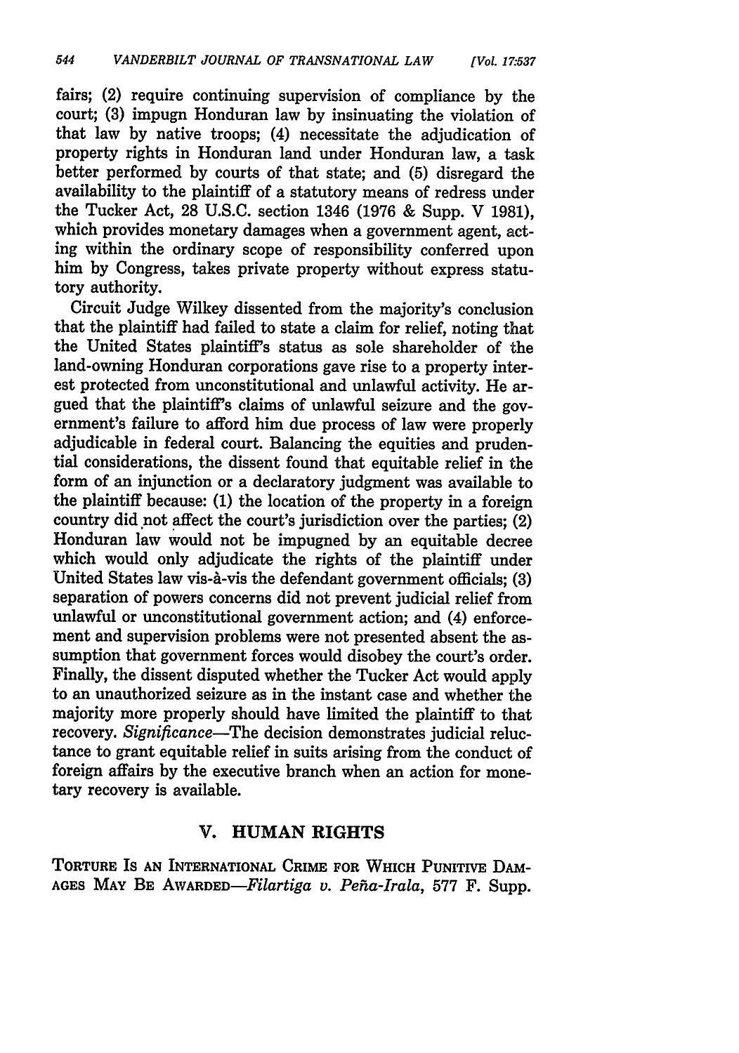fairs; (2) require continuing supervision of compliance by the court; (3) impugn Honduran law by insinuating the violation of that law by native troops; (4) necessitate the adjudication of property rights in Honduran land under Honduran law, a task better performed by courts of that state; and (5) disregard the availability to the plaintiff of a statutory means of redress under the Tucker Act, 28 U.S.C. section 1346 (1976 & Supp. V 1981), which provides monetary damages when a government agent, acting within the ordinary scope of responsibility conferred upon him by Congress, takes private property without express statutory authority.

Circuit Judge Wilkey dissented from the majority's conclusion that the plaintiff had failed to state a claim for relief, noting that the United States plaintiff's status as sole shareholder of the land-owning Honduran corporations gave rise to a property interest protected from unconstitutional and unlawful activity. He argued that the plaintiff's claims of unlawful seizure and the government's failure to afford him due process of law were properly adjudicable in federal court. Balancing the equities and prudential considerations, the dissent found that equitable relief in the form of an injunction or a declaratory judgment was available to the plaintiff because: (1) the location of the property in a foreign country did not affect the court's jurisdiction over the parties; (2) Honduran law would not be impugned by an equitable decree which would only adjudicate the rights of the plaintiff under United States law vis-à-vis the defendant government officials; (3) separation of powers concerns did not prevent judicial relief from unlawful or unconstitutional government action; and (4) enforcement and supervision problems were not presented absent the assumption that government forces would disobey the court's order. Finally, the dissent disputed whether the Tucker Act would apply to an unauthorized seizure as in the instant case and whether the majority more properly should have limited the plaintiff to that recovery. *Significance*—The decision demonstrates judicial reluctance to grant equitable relief in suits arising from the conduct of foreign affairs by the executive branch when an action for monetary recovery is available.

## V. HUMAN RIGHTS

TORTURE IS AN INTERNATIONAL CRIME FOR WHICH PUNITIVE DAMAGES MAY BE AWARDED—*Filartiga v. Peña-Irala*, 577 F. Supp.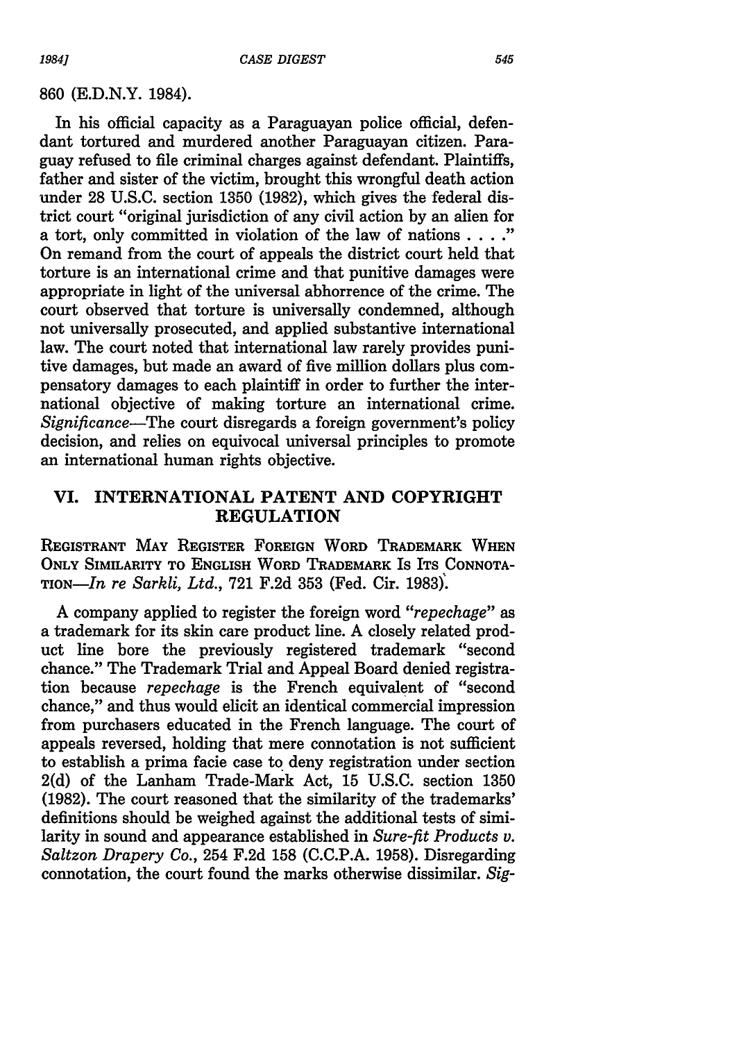860 (E.D.N.Y. 1984).

In his official capacity as a Paraguayan police official, defendant tortured and murdered another Paraguayan citizen. Paraguay refused to file criminal charges against defendant. Plaintiffs, father and sister of the victim, brought this wrongful death action under 28 U.S.C. section 1350 (1982), which gives the federal district court "original jurisdiction of any civil action by an alien for a tort, only committed in violation of the law of nations . . . ." On remand from the court of appeals the district court held that torture is an international crime and that punitive damages were appropriate in light of the universal abhorrence of the crime. The court observed that torture is universally condemned, although not universally prosecuted, and applied substantive international law. The court noted that international law rarely provides punitive damages, but made an award of five million dollars plus compensatory damages to each plaintiff in order to further the international objective of making torture an international crime. *Significance*—The court disregards a foreign government's policy decision, and relies on equivocal universal principles to promote an international human rights objective.

## VI. INTERNATIONAL PATENT AND COPYRIGHT REGULATION

REGISTRANT MAY REGISTER FOREIGN WORD TRADEMARK WHEN ONLY SIMILARITY TO ENGLISH WORD TRADEMARK IS ITS CONNOTATION—*In re Sarkli, Ltd.*, 721 F.2d 353 (Fed. Cir. 1983).

A company applied to register the foreign word *"repechage"* as a trademark for its skin care product line. A closely related product line bore the previously registered trademark "second chance." The Trademark Trial and Appeal Board denied registration because *repechage* is the French equivalent of "second chance," and thus would elicit an identical commercial impression from purchasers educated in the French language. The court of appeals reversed, holding that mere connotation is not sufficient to establish a prima facie case to deny registration under section 2(d) of the Lanham Trade-Mark Act, 15 U.S.C. section 1350 (1982). The court reasoned that the similarity of the trademarks' definitions should be weighed against the additional tests of similarity in sound and appearance established in *Sure-fit Products v. Saltzon Drapery Co.*, 254 F.2d 158 (C.C.P.A. 1958). Disregarding connotation, the court found the marks otherwise dissimilar. *Sig-*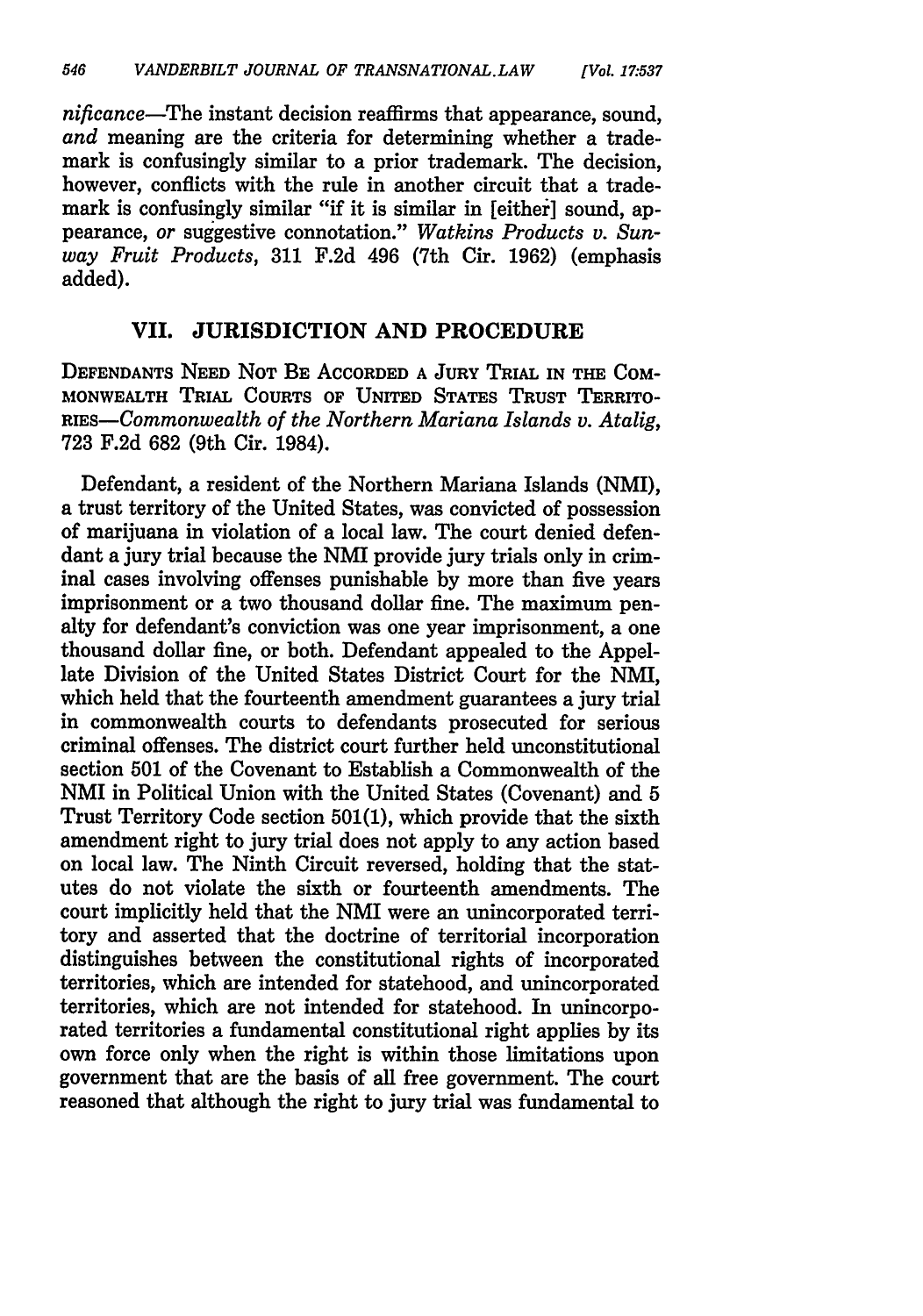*nificance*—The instant decision reaffirms that appearance, sound, *and* meaning are the criteria for determining whether a trademark is confusingly similar to a prior trademark. The decision, however, conflicts with the rule in another circuit that a trademark is confusingly similar "if it is similar in [either] sound, appearance, *or* suggestive connotation." *Watkins Products v. Sunway Fruit Products*, 311 F.2d 496 (7th Cir. 1962) (emphasis added).

## VII. JURISDICTION AND PROCEDURE

DEFENDANTS NEED NOT BE ACCORDED A JURY TRIAL IN THE COMMONWEALTH TRIAL COURTS OF UNITED STATES TRUST TERRITORIES—*Commonwealth of the Northern Mariana Islands v. Atalig*, 723 F.2d 682 (9th Cir. 1984).

Defendant, a resident of the Northern Mariana Islands (NMI), a trust territory of the United States, was convicted of possession of marijuana in violation of a local law. The court denied defendant a jury trial because the NMI provide jury trials only in criminal cases involving offenses punishable by more than five years imprisonment or a two thousand dollar fine. The maximum penalty for defendant's conviction was one year imprisonment, a one thousand dollar fine, or both. Defendant appealed to the Appellate Division of the United States District Court for the NMI, which held that the fourteenth amendment guarantees a jury trial in commonwealth courts to defendants prosecuted for serious criminal offenses. The district court further held unconstitutional section 501 of the Covenant to Establish a Commonwealth of the NMI in Political Union with the United States (Covenant) and 5 Trust Territory Code section 501(1), which provide that the sixth amendment right to jury trial does not apply to any action based on local law. The Ninth Circuit reversed, holding that the statutes do not violate the sixth or fourteenth amendments. The court implicitly held that the NMI were an unincorporated territory and asserted that the doctrine of territorial incorporation distinguishes between the constitutional rights of incorporated territories, which are intended for statehood, and unincorporated territories, which are not intended for statehood. In unincorporated territories a fundamental constitutional right applies by its own force only when the right is within those limitations upon government that are the basis of all free government. The court reasoned that although the right to jury trial was fundamental to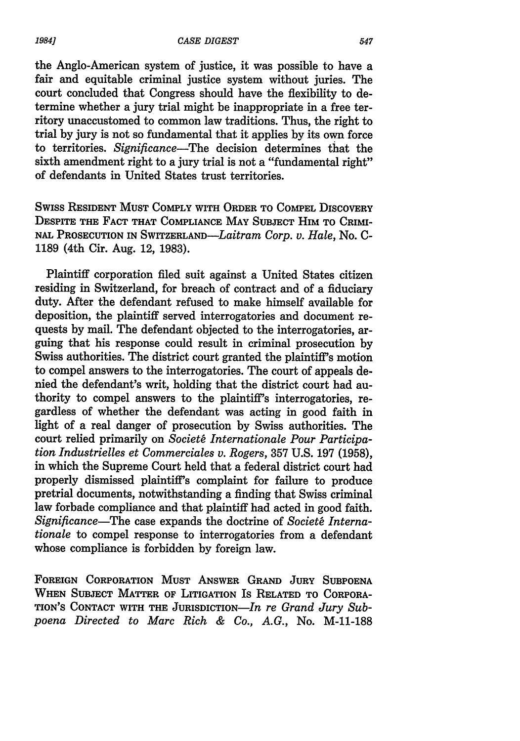the Anglo-American system of justice, it was possible to have a fair and equitable criminal justice system without juries. The court concluded that Congress should have the flexibility to determine whether a jury trial might be inappropriate in a free territory unaccustomed to common law traditions. Thus, the right to trial by jury is not so fundamental that it applies by its own force to territories. *Significance*—The decision determines that the sixth amendment right to a jury trial is not a "fundamental right" of defendants in United States trust territories.

SWISS RESIDENT MUST COMPLY WITH ORDER TO COMPEL DISCOVERY DESPITE THE FACT THAT COMPLIANCE MAY SUBJECT HIM TO CRIMINAL PROSECUTION IN SWITZERLAND—*Laitram Corp. v. Hale*, No. C-1189 (4th Cir. Aug. 12, 1983).

Plaintiff corporation filed suit against a United States citizen residing in Switzerland, for breach of contract and of a fiduciary duty. After the defendant refused to make himself available for deposition, the plaintiff served interrogatories and document requests by mail. The defendant objected to the interrogatories, arguing that his response could result in criminal prosecution by Swiss authorities. The district court granted the plaintiff's motion to compel answers to the interrogatories. The court of appeals denied the defendant's writ, holding that the district court had authority to compel answers to the plaintiff's interrogatories, regardless of whether the defendant was acting in good faith in light of a real danger of prosecution by Swiss authorities. The court relied primarily on *Societé Internationale Pour Participation Industrielles et Commerciales v. Rogers*, 357 U.S. 197 (1958), in which the Supreme Court held that a federal district court had properly dismissed plaintiff's complaint for failure to produce pretrial documents, notwithstanding a finding that Swiss criminal law forbade compliance and that plaintiff had acted in good faith. *Significance*—The case expands the doctrine of *Societé Internationale* to compel response to interrogatories from a defendant whose compliance is forbidden by foreign law.

FOREIGN CORPORATION MUST ANSWER GRAND JURY SUBPOENA WHEN SUBJECT MATTER OF LITIGATION IS RELATED TO CORPORATION'S CONTACT WITH THE JURISDICTION—*In re Grand Jury Subpoena Directed to Marc Rich & Co., A.G.*, No. M-11-188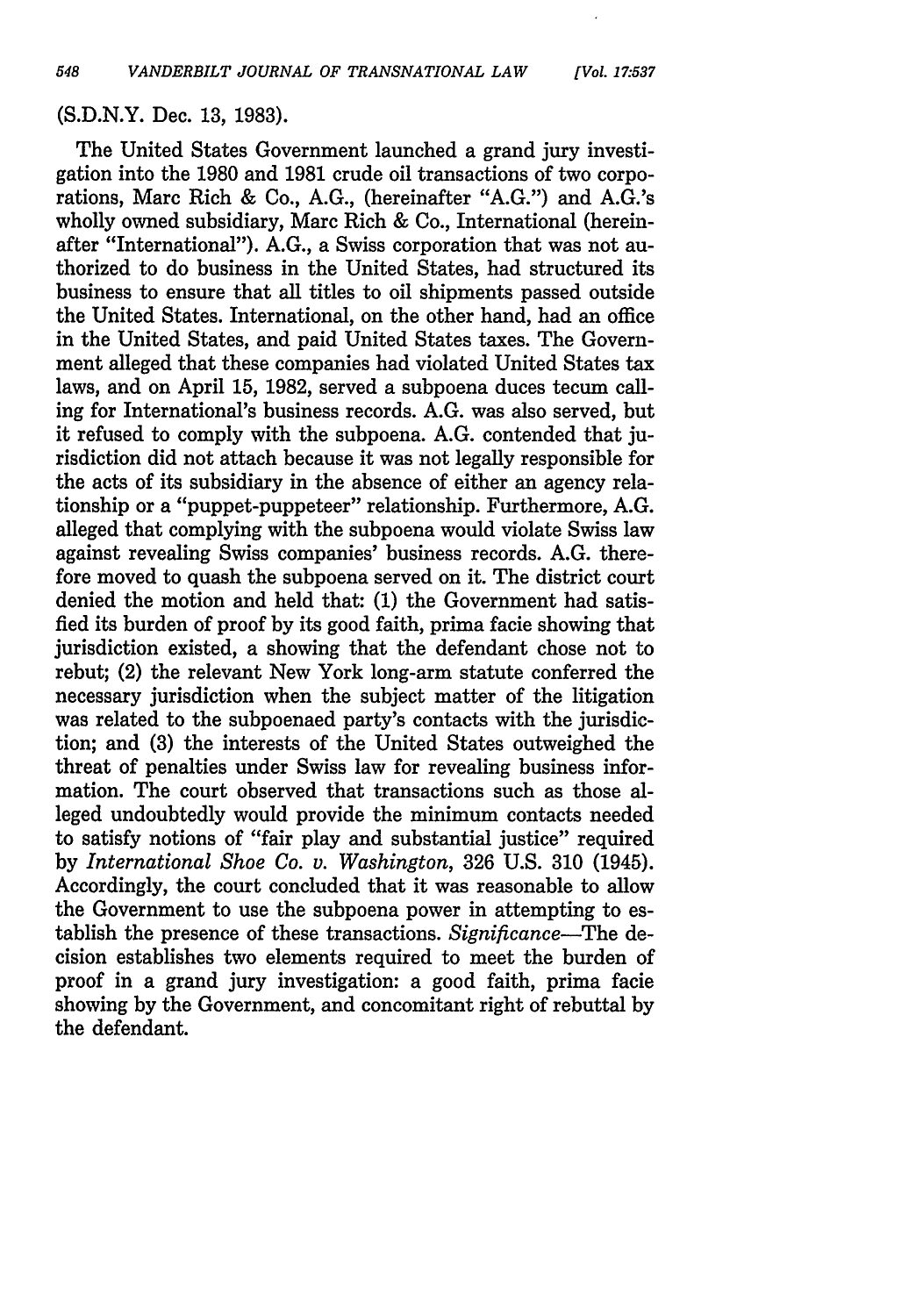(S.D.N.Y. Dec. 13, 1983).

The United States Government launched a grand jury investigation into the 1980 and 1981 crude oil transactions of two corporations, Marc Rich & Co., A.G., (hereinafter "A.G.") and A.G.'s wholly owned subsidiary, Marc Rich & Co., International (hereinafter "International"). A.G., a Swiss corporation that was not authorized to do business in the United States, had structured its business to ensure that all titles to oil shipments passed outside the United States. International, on the other hand, had an office in the United States, and paid United States taxes. The Government alleged that these companies had violated United States tax laws, and on April 15, 1982, served a subpoena duces tecum calling for International's business records. A.G. was also served, but it refused to comply with the subpoena. A.G. contended that jurisdiction did not attach because it was not legally responsible for the acts of its subsidiary in the absence of either an agency relationship or a "puppet-puppeteer" relationship. Furthermore, A.G. alleged that complying with the subpoena would violate Swiss law against revealing Swiss companies' business records. A.G. therefore moved to quash the subpoena served on it. The district court denied the motion and held that: (1) the Government had satisfied its burden of proof by its good faith, prima facie showing that jurisdiction existed, a showing that the defendant chose not to rebut; (2) the relevant New York long-arm statute conferred the necessary jurisdiction when the subject matter of the litigation was related to the subpoenaed party's contacts with the jurisdiction; and (3) the interests of the United States outweighed the threat of penalties under Swiss law for revealing business information. The court observed that transactions such as those alleged undoubtedly would provide the minimum contacts needed to satisfy notions of "fair play and substantial justice" required by *International Shoe Co. v. Washington*, 326 U.S. 310 (1945). Accordingly, the court concluded that it was reasonable to allow the Government to use the subpoena power in attempting to establish the presence of these transactions. *Significance*—The decision establishes two elements required to meet the burden of proof in a grand jury investigation: a good faith, prima facie showing by the Government, and concomitant right of rebuttal by the defendant.